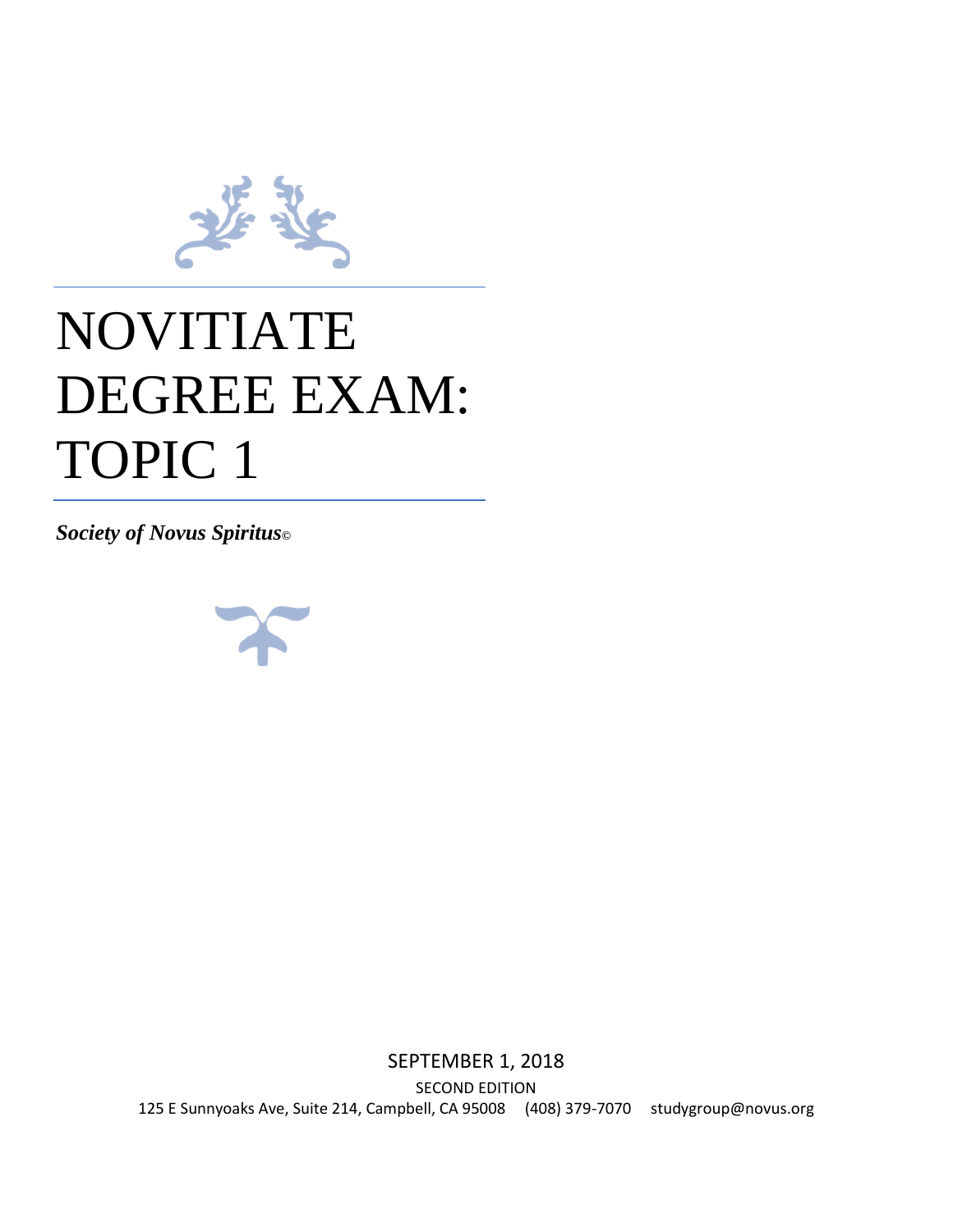# NOVITIATE DEGREE EXAM: TOPIC 1

***Society of Novus Spiritus©***

SEPTEMBER 1, 2018

SECOND EDITION

125 E Sunnyoaks Ave, Suite 214, Campbell, CA 95008 (408) 379-7070 studygroup@novus.org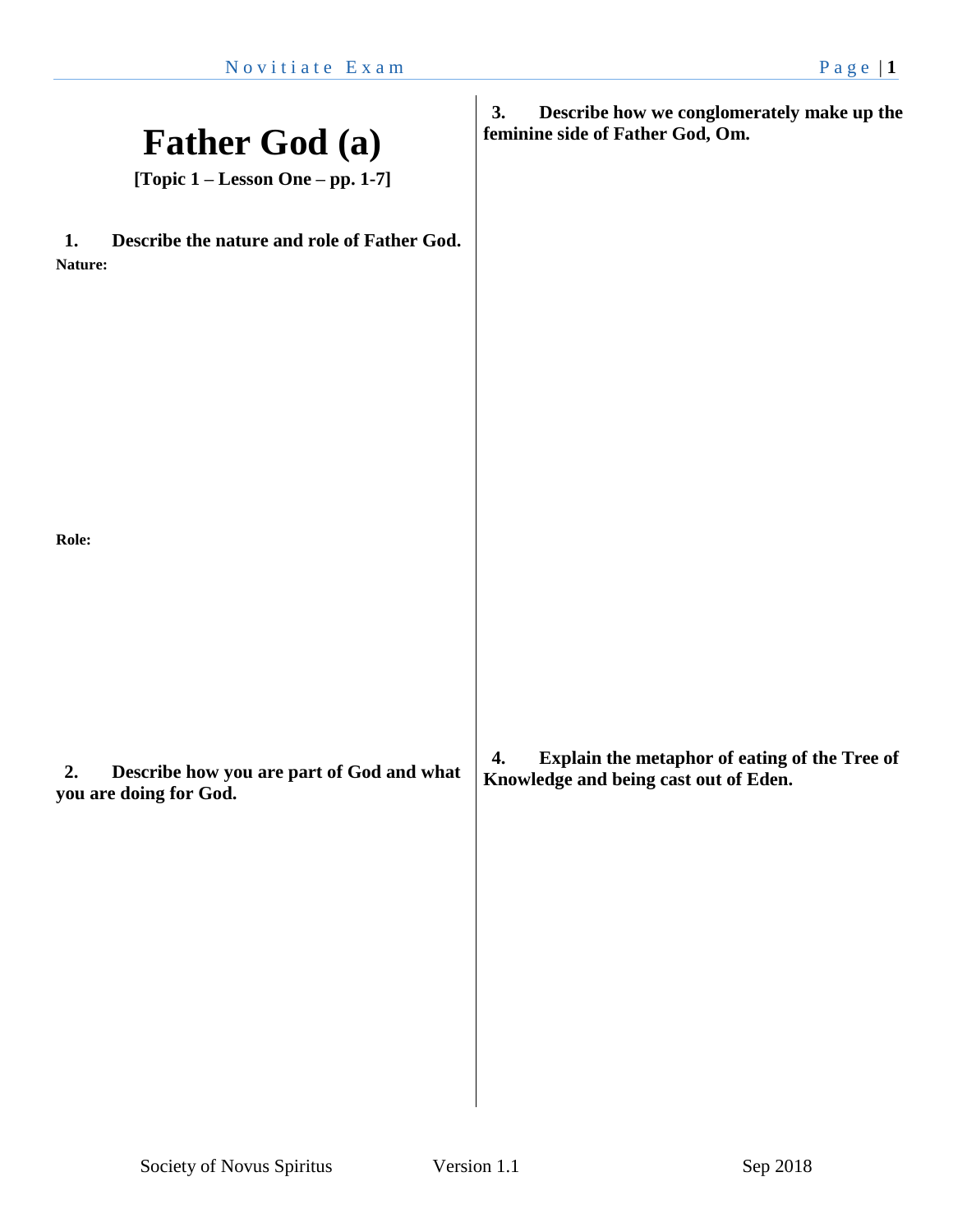# Father God (a)

**[Topic 1 – Lesson One – pp. 1-7]**

**1. Describe the nature and role of Father God.**

**Nature:**

**Role:**

**2. Describe how you are part of God and what you are doing for God.**

**3. Describe how we conglomerately make up the feminine side of Father God, Om.**

**4. Explain the metaphor of eating of the Tree of Knowledge and being cast out of Eden.**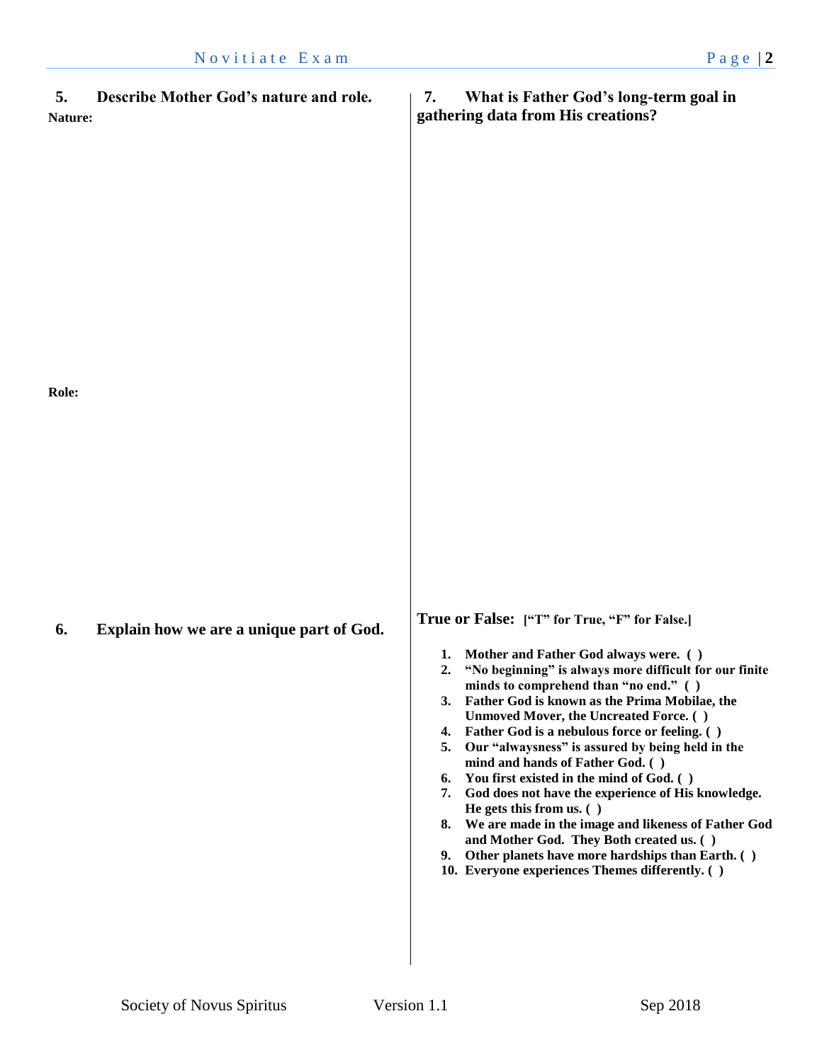**5. Describe Mother God's nature and role.**

**Nature:**

**Role:**

**6. Explain how we are a unique part of God.**

**7. What is Father God's long-term goal in gathering data from His creations?**

**True or False: ["T" for True, "F" for False.]**

1. **Mother and Father God always were. ( )**
2. **"No beginning" is always more difficult for our finite minds to comprehend than "no end." ( )**
3. **Father God is known as the Prima Mobilae, the Unmoved Mover, the Uncreated Force. ( )**
4. **Father God is a nebulous force or feeling. ( )**
5. **Our "alwaysness" is assured by being held in the mind and hands of Father God. ( )**
6. **You first existed in the mind of God. ( )**
7. **God does not have the experience of His knowledge. He gets this from us. ( )**
8. **We are made in the image and likeness of Father God and Mother God. They Both created us. ( )**
9. **Other planets have more hardships than Earth. ( )**
10. **Everyone experiences Themes differently. ( )**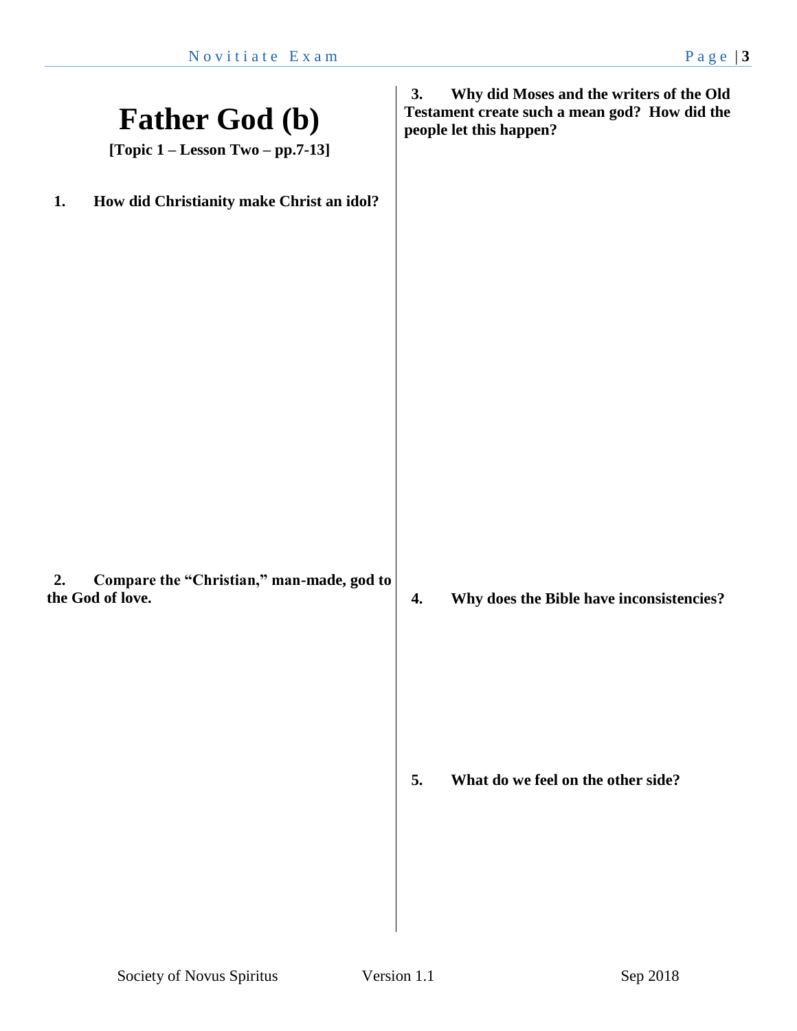# Father God (b)

**[Topic 1 – Lesson Two – pp.7-13]**

1. **How did Christianity make Christ an idol?**

2. **Compare the "Christian," man-made, god to the God of love.**

3. **Why did Moses and the writers of the Old Testament create such a mean god? How did the people let this happen?**

4. **Why does the Bible have inconsistencies?**

5. **What do we feel on the other side?**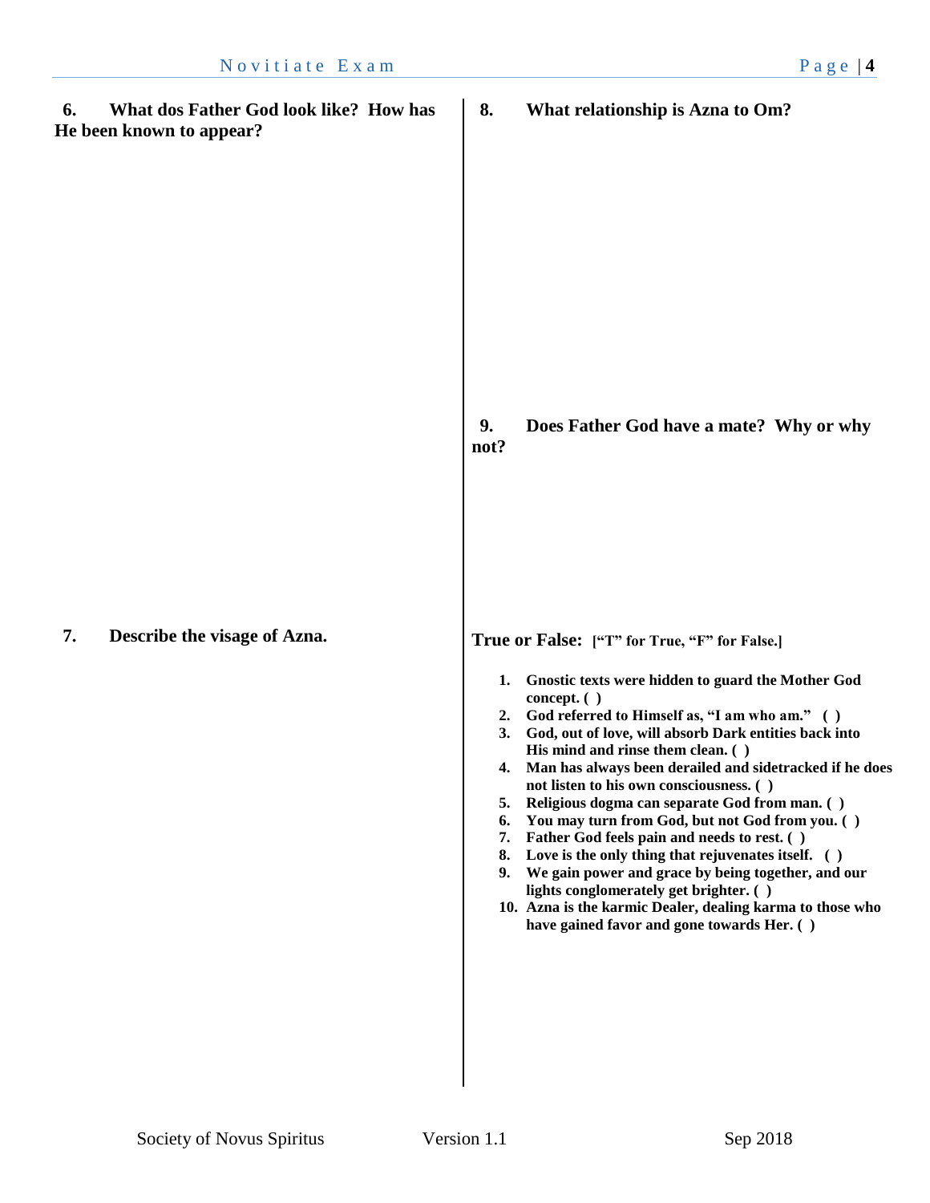**6. What dos Father God look like? How has He been known to appear?**

**7. Describe the visage of Azna.**

**8. What relationship is Azna to Om?**

**9. Does Father God have a mate? Why or why not?**

**True or False:** **["T" for True, "F" for False.]**

1. **Gnostic texts were hidden to guard the Mother God concept. ( )**
2. **God referred to Himself as, "I am who am." ( )**
3. **God, out of love, will absorb Dark entities back into His mind and rinse them clean. ( )**
4. **Man has always been derailed and sidetracked if he does not listen to his own consciousness. ( )**
5. **Religious dogma can separate God from man. ( )**
6. **You may turn from God, but not God from you. ( )**
7. **Father God feels pain and needs to rest. ( )**
8. **Love is the only thing that rejuvenates itself. ( )**
9. **We gain power and grace by being together, and our lights conglomerately get brighter. ( )**
10. **Azna is the karmic Dealer, dealing karma to those who have gained favor and gone towards Her. ( )**

Society of Novus Spiritus Version 1.1 Sep 2018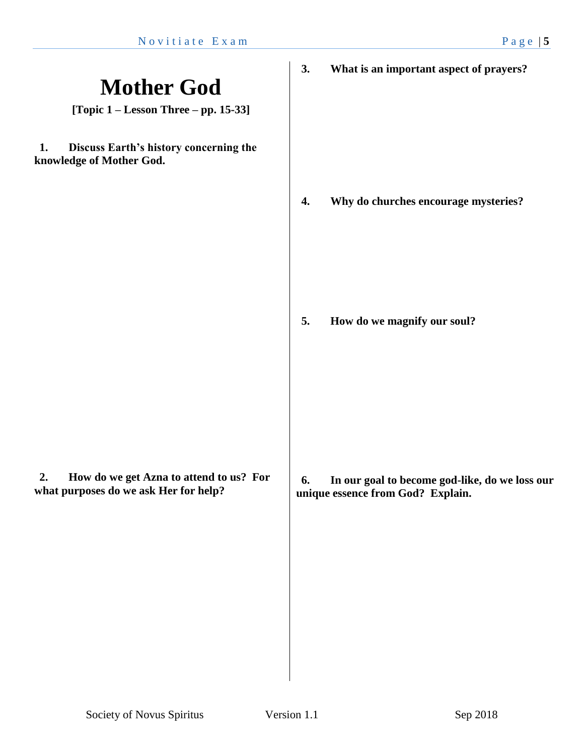# Mother God

**[Topic 1 – Lesson Three – pp. 15-33]**

**1. Discuss Earth's history concerning the knowledge of Mother God.**

**2. How do we get Azna to attend to us? For what purposes do we ask Her for help?**

**3. What is an important aspect of prayers?**

**4. Why do churches encourage mysteries?**

**5. How do we magnify our soul?**

**6. In our goal to become god-like, do we loss our unique essence from God? Explain.**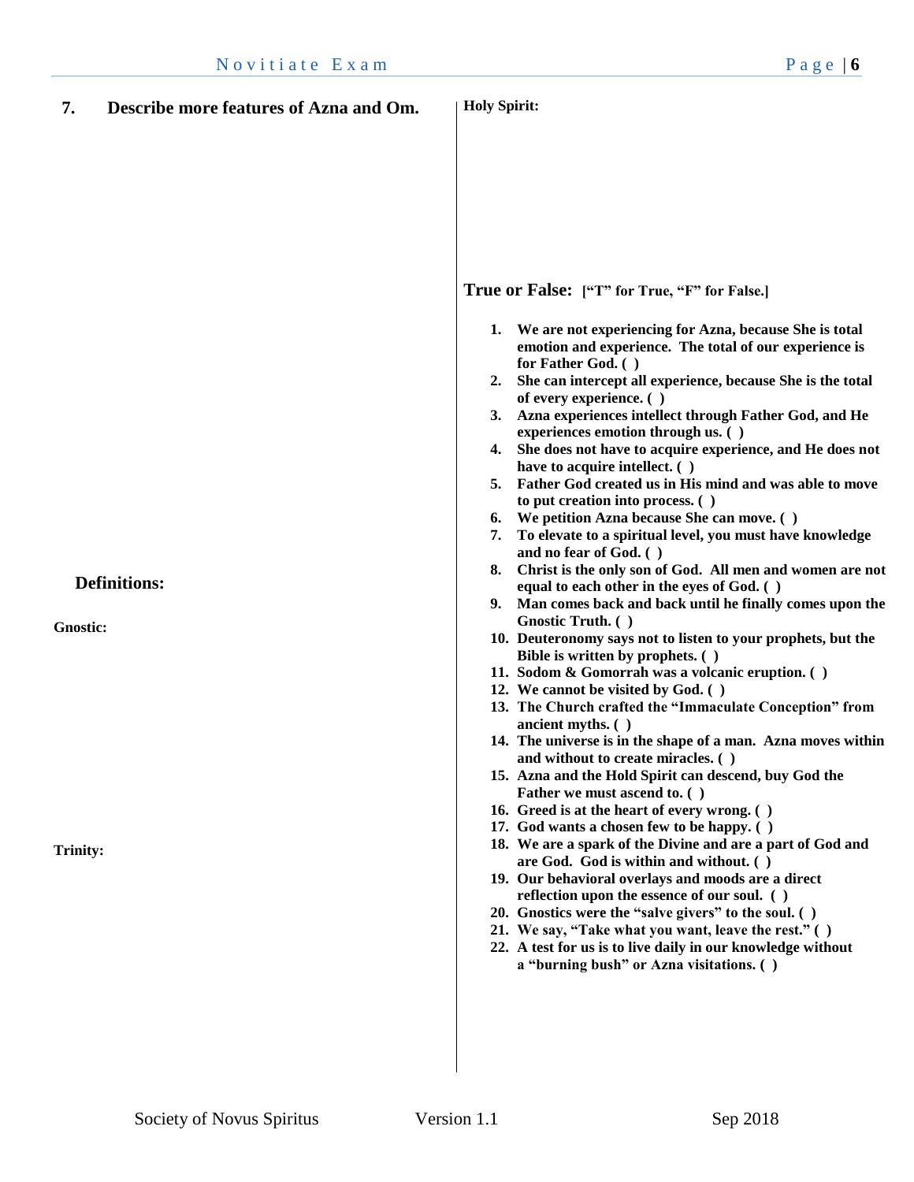**7. Describe more features of Azna and Om.**

**Definitions:**

**Gnostic:**

**Trinity:**

**Holy Spirit:**

## True or False: ["T" for True, "F" for False.]

1. **We are not experiencing for Azna, because She is total emotion and experience. The total of our experience is for Father God. ( )**
2. **She can intercept all experience, because She is the total of every experience. ( )**
3. **Azna experiences intellect through Father God, and He experiences emotion through us. ( )**
4. **She does not have to acquire experience, and He does not have to acquire intellect. ( )**
5. **Father God created us in His mind and was able to move to put creation into process. ( )**
6. **We petition Azna because She can move. ( )**
7. **To elevate to a spiritual level, you must have knowledge and no fear of God. ( )**
8. **Christ is the only son of God. All men and women are not equal to each other in the eyes of God. ( )**
9. **Man comes back and back until he finally comes upon the Gnostic Truth. ( )**
10. **Deuteronomy says not to listen to your prophets, but the Bible is written by prophets. ( )**
11. **Sodom & Gomorrah was a volcanic eruption. ( )**
12. **We cannot be visited by God. ( )**
13. **The Church crafted the "Immaculate Conception" from ancient myths. ( )**
14. **The universe is in the shape of a man. Azna moves within and without to create miracles. ( )**
15. **Azna and the Hold Spirit can descend, buy God the Father we must ascend to. ( )**
16. **Greed is at the heart of every wrong. ( )**
17. **God wants a chosen few to be happy. ( )**
18. **We are a spark of the Divine and are a part of God and are God. God is within and without. ( )**
19. **Our behavioral overlays and moods are a direct reflection upon the essence of our soul. ( )**
20. **Gnostics were the "salve givers" to the soul. ( )**
21. **We say, "Take what you want, leave the rest." ( )**
22. **A test for us is to live daily in our knowledge without a "burning bush" or Azna visitations. ( )**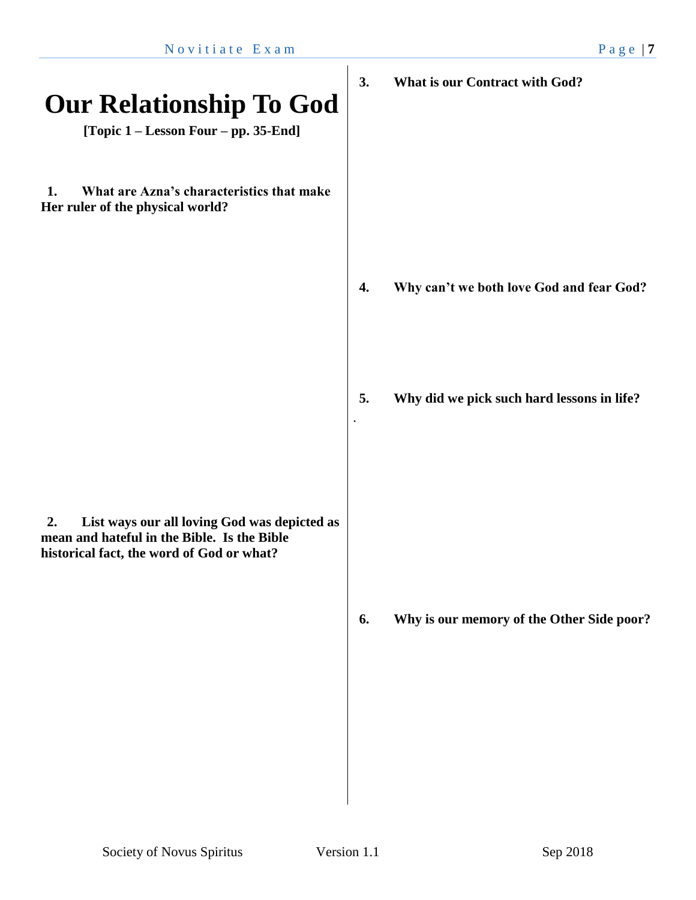# Our Relationship To God

**[Topic 1 – Lesson Four – pp. 35-End]**

**1. What are Azna's characteristics that make Her ruler of the physical world?**

**2. List ways our all loving God was depicted as mean and hateful in the Bible. Is the Bible historical fact, the word of God or what?**

**3. What is our Contract with God?**

**4. Why can't we both love God and fear God?**

**5. Why did we pick such hard lessons in life?**

**6. Why is our memory of the Other Side poor?**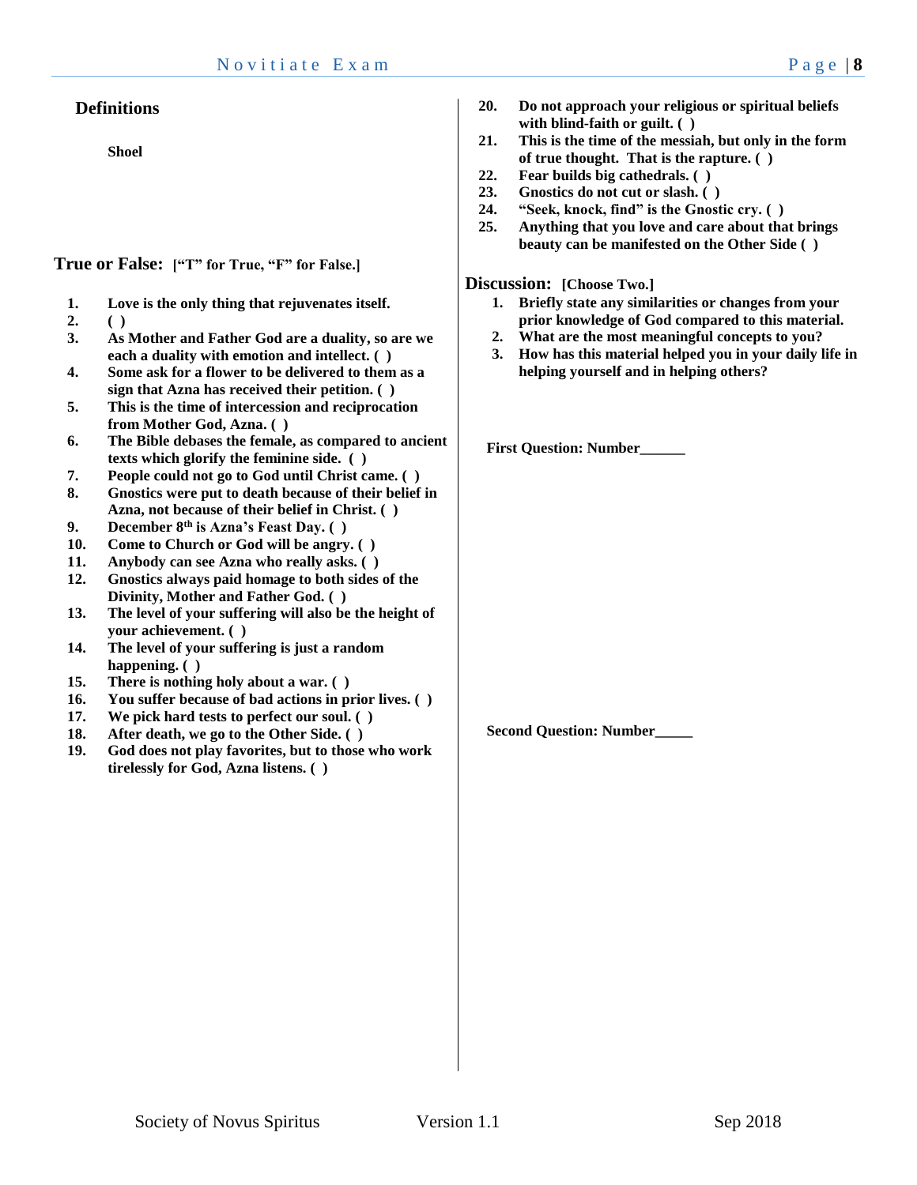## Definitions

**Shoel**

## True or False: **["T" for True, "F" for False.]**

1. **Love is the only thing that rejuvenates itself.**
2. **( )**
3. **As Mother and Father God are a duality, so are we each a duality with emotion and intellect. ( )**
4. **Some ask for a flower to be delivered to them as a sign that Azna has received their petition. ( )**
5. **This is the time of intercession and reciprocation from Mother God, Azna. ( )**
6. **The Bible debases the female, as compared to ancient texts which glorify the feminine side. ( )**
7. **People could not go to God until Christ came. ( )**
8. **Gnostics were put to death because of their belief in Azna, not because of their belief in Christ. ( )**
9. **December 8th is Azna's Feast Day. ( )**
10. **Come to Church or God will be angry. ( )**
11. **Anybody can see Azna who really asks. ( )**
12. **Gnostics always paid homage to both sides of the Divinity, Mother and Father God. ( )**
13. **The level of your suffering will also be the height of your achievement. ( )**
14. **The level of your suffering is just a random happening. ( )**
15. **There is nothing holy about a war. ( )**
16. **You suffer because of bad actions in prior lives. ( )**
17. **We pick hard tests to perfect our soul. ( )**
18. **After death, we go to the Other Side. ( )**
19. **God does not play favorites, but to those who work tirelessly for God, Azna listens. ( )**
20. **Do not approach your religious or spiritual beliefs with blind-faith or guilt. ( )**
21. **This is the time of the messiah, but only in the form of true thought. That is the rapture. ( )**
22. **Fear builds big cathedrals. ( )**
23. **Gnostics do not cut or slash. ( )**
24. **"Seek, knock, find" is the Gnostic cry. ( )**
25. **Anything that you love and care about that brings beauty can be manifested on the Other Side ( )**

## Discussion: **[Choose Two.]**

1. **Briefly state any similarities or changes from your prior knowledge of God compared to this material.**
2. **What are the most meaningful concepts to you?**
3. **How has this material helped you in your daily life in helping yourself and in helping others?**

**First Question: Number______**

**Second Question: Number_____**

Society of Novus Spiritus Version 1.1 Sep 2018